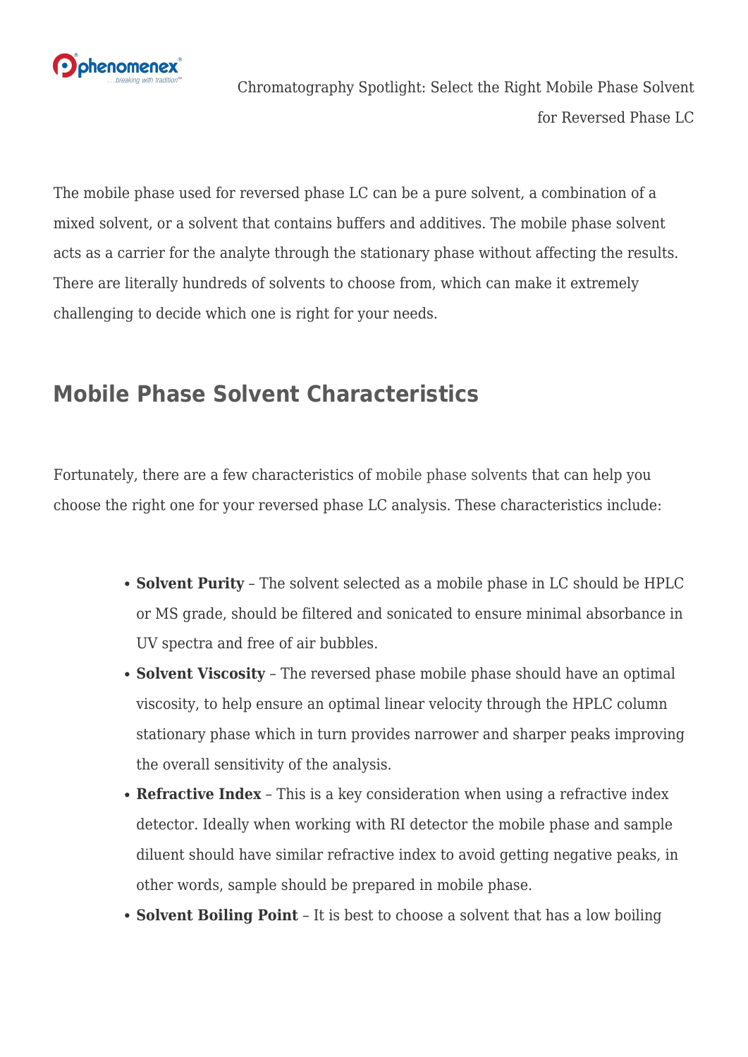# Chromatography Spotlight: Select the Right Mobile Phase Solvent for Reversed Phase LC

The mobile phase used for reversed phase LC can be a pure solvent, a combination of a mixed solvent, or a solvent that contains buffers and additives. The mobile phase solvent acts as a carrier for the analyte through the stationary phase without affecting the results. There are literally hundreds of solvents to choose from, which can make it extremely challenging to decide which one is right for your needs.

## Mobile Phase Solvent Characteristics

Fortunately, there are a few characteristics of mobile phase solvents that can help you choose the right one for your reversed phase LC analysis. These characteristics include:

- **Solvent Purity** – The solvent selected as a mobile phase in LC should be HPLC or MS grade, should be filtered and sonicated to ensure minimal absorbance in UV spectra and free of air bubbles.
- **Solvent Viscosity** – The reversed phase mobile phase should have an optimal viscosity, to help ensure an optimal linear velocity through the HPLC column stationary phase which in turn provides narrower and sharper peaks improving the overall sensitivity of the analysis.
- **Refractive Index** – This is a key consideration when using a refractive index detector. Ideally when working with RI detector the mobile phase and sample diluent should have similar refractive index to avoid getting negative peaks, in other words, sample should be prepared in mobile phase.
- **Solvent Boiling Point** – It is best to choose a solvent that has a low boiling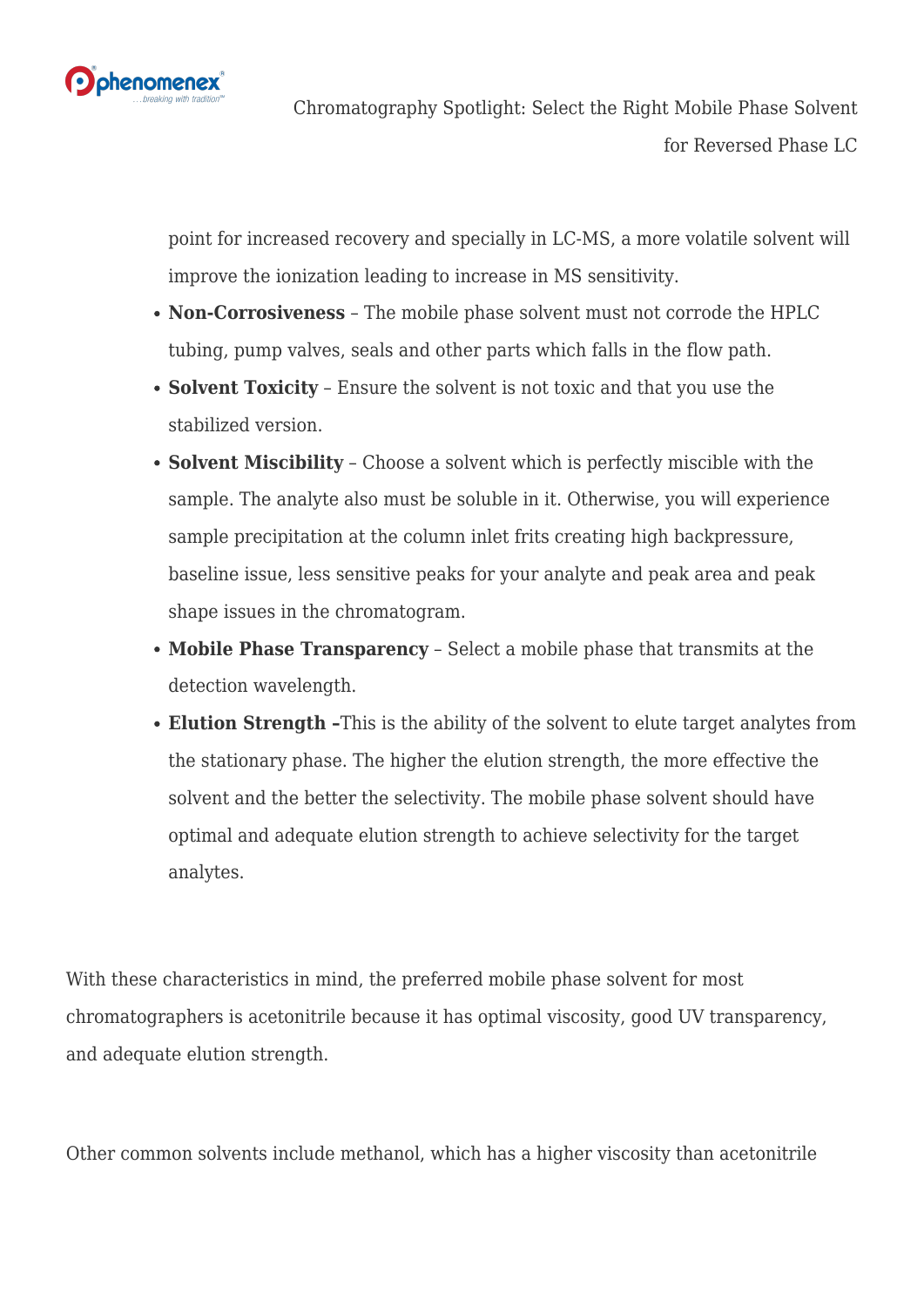point for increased recovery and specially in LC-MS, a more volatile solvent will improve the ionization leading to increase in MS sensitivity.

- **Non-Corrosiveness** – The mobile phase solvent must not corrode the HPLC tubing, pump valves, seals and other parts which falls in the flow path.
- **Solvent Toxicity** – Ensure the solvent is not toxic and that you use the stabilized version.
- **Solvent Miscibility** – Choose a solvent which is perfectly miscible with the sample. The analyte also must be soluble in it. Otherwise, you will experience sample precipitation at the column inlet frits creating high backpressure, baseline issue, less sensitive peaks for your analyte and peak area and peak shape issues in the chromatogram.
- **Mobile Phase Transparency** – Select a mobile phase that transmits at the detection wavelength.
- **Elution Strength –**This is the ability of the solvent to elute target analytes from the stationary phase. The higher the elution strength, the more effective the solvent and the better the selectivity. The mobile phase solvent should have optimal and adequate elution strength to achieve selectivity for the target analytes.

With these characteristics in mind, the preferred mobile phase solvent for most chromatographers is acetonitrile because it has optimal viscosity, good UV transparency, and adequate elution strength.

Other common solvents include methanol, which has a higher viscosity than acetonitrile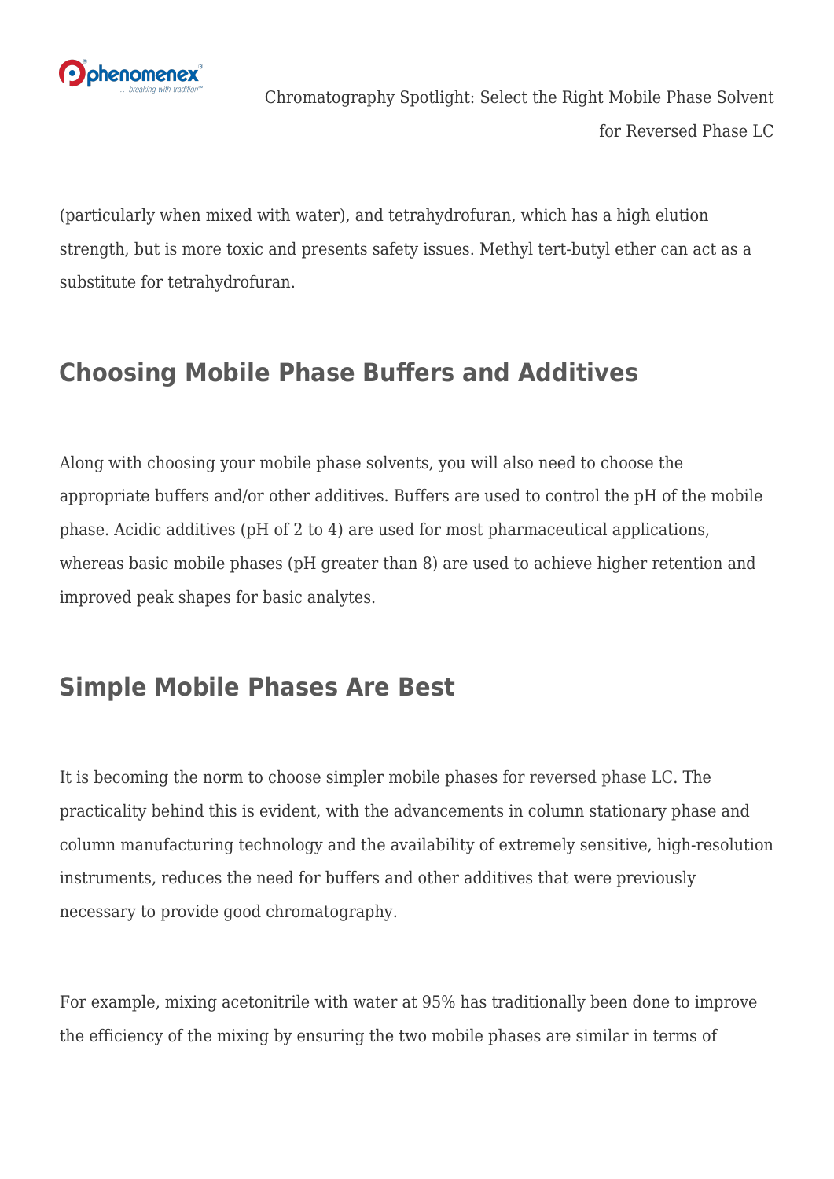(particularly when mixed with water), and tetrahydrofuran, which has a high elution strength, but is more toxic and presents safety issues. Methyl tert-butyl ether can act as a substitute for tetrahydrofuran.

## Choosing Mobile Phase Buffers and Additives

Along with choosing your mobile phase solvents, you will also need to choose the appropriate buffers and/or other additives. Buffers are used to control the pH of the mobile phase. Acidic additives (pH of 2 to 4) are used for most pharmaceutical applications, whereas basic mobile phases (pH greater than 8) are used to achieve higher retention and improved peak shapes for basic analytes.

## Simple Mobile Phases Are Best

It is becoming the norm to choose simpler mobile phases for reversed phase LC. The practicality behind this is evident, with the advancements in column stationary phase and column manufacturing technology and the availability of extremely sensitive, high-resolution instruments, reduces the need for buffers and other additives that were previously necessary to provide good chromatography.

For example, mixing acetonitrile with water at 95% has traditionally been done to improve the efficiency of the mixing by ensuring the two mobile phases are similar in terms of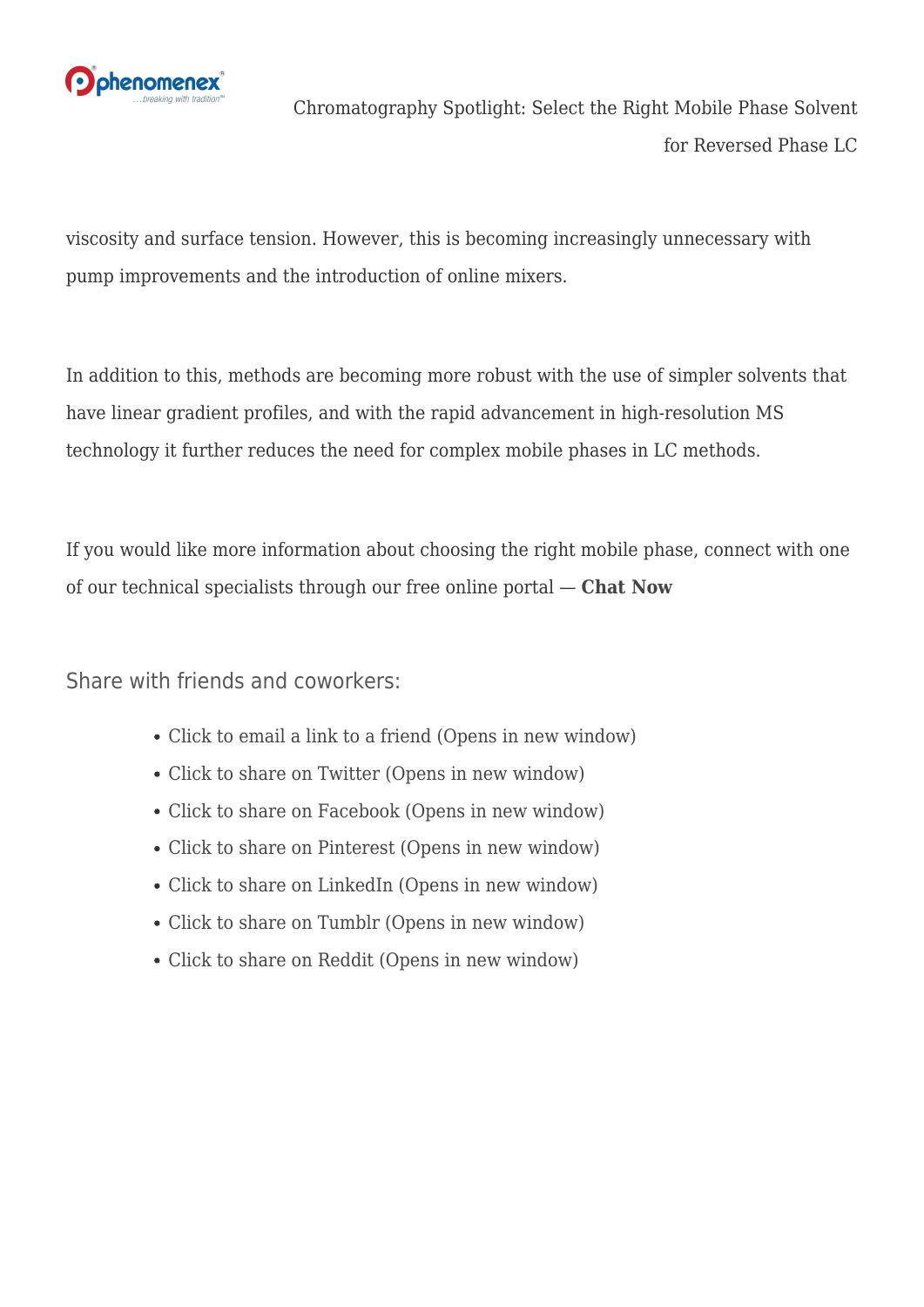viscosity and surface tension. However, this is becoming increasingly unnecessary with pump improvements and the introduction of online mixers.

In addition to this, methods are becoming more robust with the use of simpler solvents that have linear gradient profiles, and with the rapid advancement in high-resolution MS technology it further reduces the need for complex mobile phases in LC methods.

If you would like more information about choosing the right mobile phase, connect with one of our technical specialists through our free online portal — **Chat Now**

## Share with friends and coworkers:

- Click to email a link to a friend (Opens in new window)
- Click to share on Twitter (Opens in new window)
- Click to share on Facebook (Opens in new window)
- Click to share on Pinterest (Opens in new window)
- Click to share on LinkedIn (Opens in new window)
- Click to share on Tumblr (Opens in new window)
- Click to share on Reddit (Opens in new window)